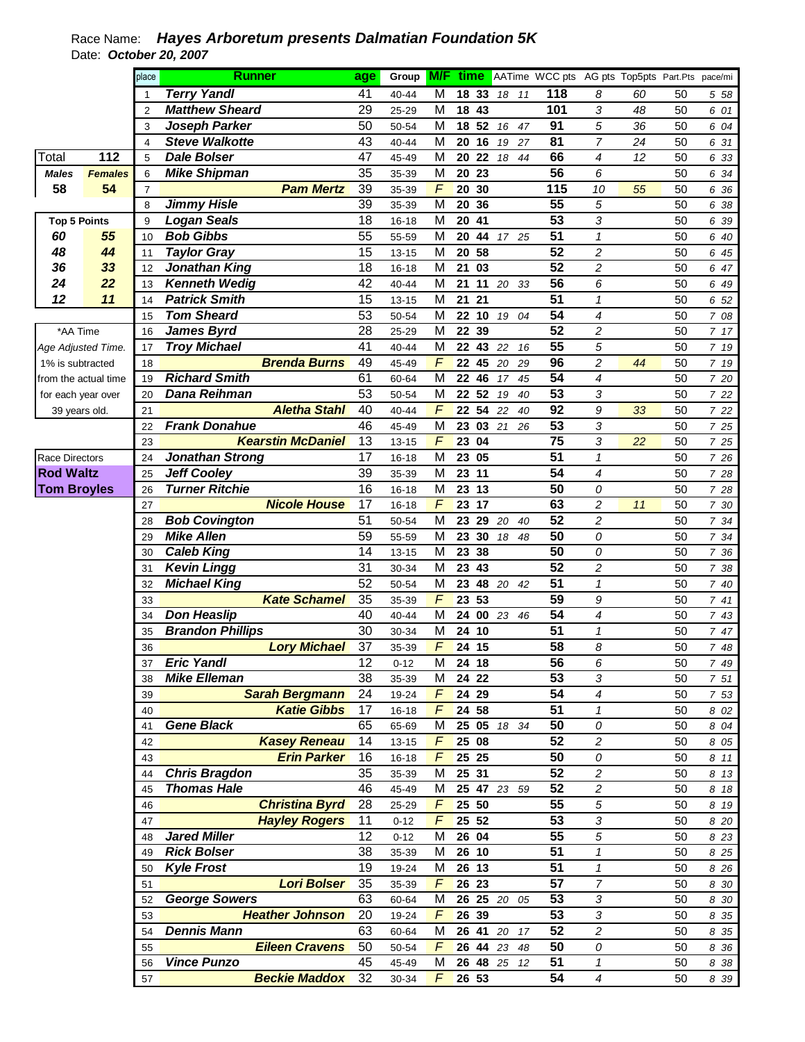Race Name: ***Hayes Arboretum presents Dalmatian Foundation 5K***

Date: ***October 20, 2007***

| | |
|---|---|
| Total | 112 |
| ***Males*** | ***Females*** |
| 58 | 54 |

| Top 5 Points | |
|---|---|
| 60 | 55 |
| 48 | 44 |
| 36 | 33 |
| 24 | 22 |
| 12 | 11 |

*AA Time
*Age Adjusted Time.* 1% is subtracted from the actual time for each year over 39 years old.

Race Directors
**Rod Waltz**
**Tom Broyles**

| place | Runner | age | Group | M/F | time | AATime | WCC pts | AG pts | Top5pts | Part.Pts | pace/mi |
|---|---|---|---|---|---|---|---|---|---|---|---|
| 1 | Terry Yandl | 41 | 40-44 | M | 18 33 | 18 11 | 118 | 8 | 60 | 50 | 5 58 |
| 2 | Matthew Sheard | 29 | 25-29 | M | 18 43 | | 101 | 3 | 48 | 50 | 6 01 |
| 3 | Joseph Parker | 50 | 50-54 | M | 18 52 | 16 47 | 91 | 5 | 36 | 50 | 6 04 |
| 4 | Steve Walkotte | 43 | 40-44 | M | 20 16 | 19 27 | 81 | 7 | 24 | 50 | 6 31 |
| 5 | Dale Bolser | 47 | 45-49 | M | 20 22 | 18 44 | 66 | 4 | 12 | 50 | 6 33 |
| 6 | Mike Shipman | 35 | 35-39 | M | 20 23 | | 56 | 6 | | 50 | 6 34 |
| 7 | Pam Mertz | 39 | 35-39 | F | 20 30 | | 115 | 10 | 55 | 50 | 6 36 |
| 8 | Jimmy Hisle | 39 | 35-39 | M | 20 36 | | 55 | 5 | | 50 | 6 38 |
| 9 | Logan Seals | 18 | 16-18 | M | 20 41 | | 53 | 3 | | 50 | 6 39 |
| 10 | Bob Gibbs | 55 | 55-59 | M | 20 44 | 17 25 | 51 | 1 | | 50 | 6 40 |
| 11 | Taylor Gray | 15 | 13-15 | M | 20 58 | | 52 | 2 | | 50 | 6 45 |
| 12 | Jonathan King | 18 | 16-18 | M | 21 03 | | 52 | 2 | | 50 | 6 47 |
| 13 | Kenneth Wedig | 42 | 40-44 | M | 21 11 | 20 33 | 56 | 6 | | 50 | 6 49 |
| 14 | Patrick Smith | 15 | 13-15 | M | 21 21 | | 51 | 1 | | 50 | 6 52 |
| 15 | Tom Sheard | 53 | 50-54 | M | 22 10 | 19 04 | 54 | 4 | | 50 | 7 08 |
| 16 | James Byrd | 28 | 25-29 | M | 22 39 | | 52 | 2 | | 50 | 7 17 |
| 17 | Troy Michael | 41 | 40-44 | M | 22 43 | 22 16 | 55 | 5 | | 50 | 7 19 |
| 18 | Brenda Burns | 49 | 45-49 | F | 22 45 | 20 29 | 96 | 2 | 44 | 50 | 7 19 |
| 19 | Richard Smith | 61 | 60-64 | M | 22 46 | 17 45 | 54 | 4 | | 50 | 7 20 |
| 20 | Dana Reihman | 53 | 50-54 | M | 22 52 | 19 40 | 53 | 3 | | 50 | 7 22 |
| 21 | Aletha Stahl | 40 | 40-44 | F | 22 54 | 22 40 | 92 | 9 | 33 | 50 | 7 22 |
| 22 | Frank Donahue | 46 | 45-49 | M | 23 03 | 21 26 | 53 | 3 | | 50 | 7 25 |
| 23 | Kearstin McDaniel | 13 | 13-15 | F | 23 04 | | 75 | 3 | 22 | 50 | 7 25 |
| 24 | Jonathan Strong | 17 | 16-18 | M | 23 05 | | 51 | 1 | | 50 | 7 26 |
| 25 | Jeff Cooley | 39 | 35-39 | M | 23 11 | | 54 | 4 | | 50 | 7 28 |
| 26 | Turner Ritchie | 16 | 16-18 | M | 23 13 | | 50 | 0 | | 50 | 7 28 |
| 27 | Nicole House | 17 | 16-18 | F | 23 17 | | 63 | 2 | 11 | 50 | 7 30 |
| 28 | Bob Covington | 51 | 50-54 | M | 23 29 | 20 40 | 52 | 2 | | 50 | 7 34 |
| 29 | Mike Allen | 59 | 55-59 | M | 23 30 | 18 48 | 50 | 0 | | 50 | 7 34 |
| 30 | Caleb King | 14 | 13-15 | M | 23 38 | | 50 | 0 | | 50 | 7 36 |
| 31 | Kevin Lingg | 31 | 30-34 | M | 23 43 | | 52 | 2 | | 50 | 7 38 |
| 32 | Michael King | 52 | 50-54 | M | 23 48 | 20 42 | 51 | 1 | | 50 | 7 40 |
| 33 | Kate Schamel | 35 | 35-39 | F | 23 53 | | 59 | 9 | | 50 | 7 41 |
| 34 | Don Heaslip | 40 | 40-44 | M | 24 00 | 23 46 | 54 | 4 | | 50 | 7 43 |
| 35 | Brandon Phillips | 30 | 30-34 | M | 24 10 | | 51 | 1 | | 50 | 7 47 |
| 36 | Lory Michael | 37 | 35-39 | F | 24 15 | | 58 | 8 | | 50 | 7 48 |
| 37 | Eric Yandl | 12 | 0-12 | M | 24 18 | | 56 | 6 | | 50 | 7 49 |
| 38 | Mike Elleman | 38 | 35-39 | M | 24 22 | | 53 | 3 | | 50 | 7 51 |
| 39 | Sarah Bergmann | 24 | 19-24 | F | 24 29 | | 54 | 4 | | 50 | 7 53 |
| 40 | Katie Gibbs | 17 | 16-18 | F | 24 58 | | 51 | 1 | | 50 | 8 02 |
| 41 | Gene Black | 65 | 65-69 | M | 25 05 | 18 34 | 50 | 0 | | 50 | 8 04 |
| 42 | Kasey Reneau | 14 | 13-15 | F | 25 08 | | 52 | 2 | | 50 | 8 05 |
| 43 | Erin Parker | 16 | 16-18 | F | 25 25 | | 50 | 0 | | 50 | 8 11 |
| 44 | Chris Bragdon | 35 | 35-39 | M | 25 31 | | 52 | 2 | | 50 | 8 13 |
| 45 | Thomas Hale | 46 | 45-49 | M | 25 47 | 23 59 | 52 | 2 | | 50 | 8 18 |
| 46 | Christina Byrd | 28 | 25-29 | F | 25 50 | | 55 | 5 | | 50 | 8 19 |
| 47 | Hayley Rogers | 11 | 0-12 | F | 25 52 | | 53 | 3 | | 50 | 8 20 |
| 48 | Jared Miller | 12 | 0-12 | M | 26 04 | | 55 | 5 | | 50 | 8 23 |
| 49 | Rick Bolser | 38 | 35-39 | M | 26 10 | | 51 | 1 | | 50 | 8 25 |
| 50 | Kyle Frost | 19 | 19-24 | M | 26 13 | | 51 | 1 | | 50 | 8 26 |
| 51 | Lori Bolser | 35 | 35-39 | F | 26 23 | | 57 | 7 | | 50 | 8 30 |
| 52 | George Sowers | 63 | 60-64 | M | 26 25 | 20 05 | 53 | 3 | | 50 | 8 30 |
| 53 | Heather Johnson | 20 | 19-24 | F | 26 39 | | 53 | 3 | | 50 | 8 35 |
| 54 | Dennis Mann | 63 | 60-64 | M | 26 41 | 20 17 | 52 | 2 | | 50 | 8 35 |
| 55 | Eileen Cravens | 50 | 50-54 | F | 26 44 | 23 48 | 50 | 0 | | 50 | 8 36 |
| 56 | Vince Punzo | 45 | 45-49 | M | 26 48 | 25 12 | 51 | 1 | | 50 | 8 38 |
| 57 | Beckie Maddox | 32 | 30-34 | F | 26 53 | | 54 | 4 | | 50 | 8 39 |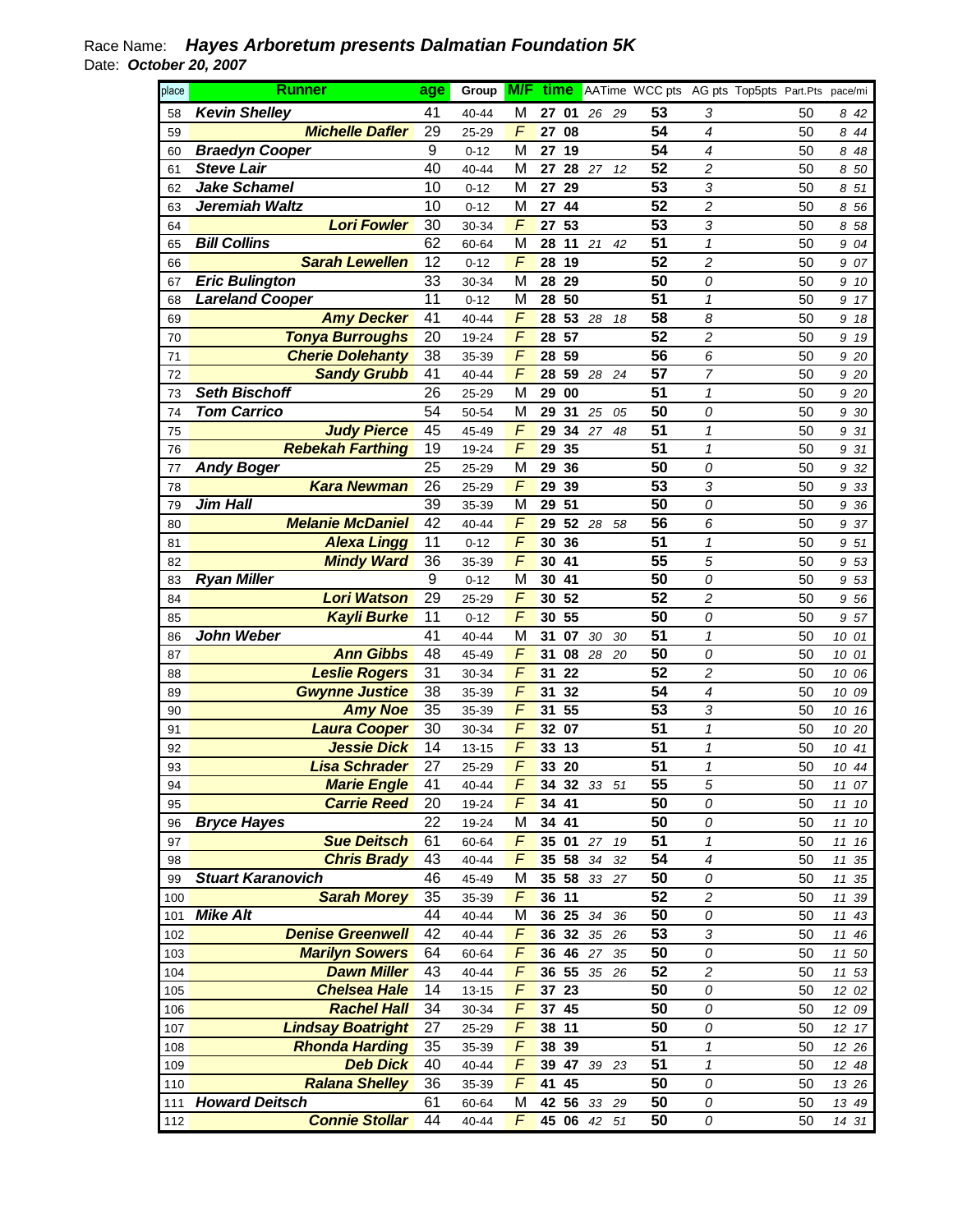Race Name: ***Hayes Arboretum presents Dalmatian Foundation 5K***

Date: ***October 20, 2007***

| place | Runner | age | Group | M/F | time | | AATime | | WCC pts | AG pts | Top5pts | Part.Pts | pace/mi |
|---|---|---|---|---|---|---|---|---|---|---|---|---|---|
| 58 | **Kevin Shelley** | 41 | 40-44 | M | 27 | 01 | 26 | 29 | 53 | 3 | | 50 | 8 42 |
| 59 | **Michelle Dafler** | 29 | 25-29 | F | 27 | 08 | | | 54 | 4 | | 50 | 8 44 |
| 60 | **Braedyn Cooper** | 9 | 0-12 | M | 27 | 19 | | | 54 | 4 | | 50 | 8 48 |
| 61 | **Steve Lair** | 40 | 40-44 | M | 27 | 28 | 27 | 12 | 52 | 2 | | 50 | 8 50 |
| 62 | **Jake Schamel** | 10 | 0-12 | M | 27 | 29 | | | 53 | 3 | | 50 | 8 51 |
| 63 | **Jeremiah Waltz** | 10 | 0-12 | M | 27 | 44 | | | 52 | 2 | | 50 | 8 56 |
| 64 | **Lori Fowler** | 30 | 30-34 | F | 27 | 53 | | | 53 | 3 | | 50 | 8 58 |
| 65 | **Bill Collins** | 62 | 60-64 | M | 28 | 11 | 21 | 42 | 51 | 1 | | 50 | 9 04 |
| 66 | **Sarah Lewellen** | 12 | 0-12 | F | 28 | 19 | | | 52 | 2 | | 50 | 9 07 |
| 67 | **Eric Bulington** | 33 | 30-34 | M | 28 | 29 | | | 50 | 0 | | 50 | 9 10 |
| 68 | **Lareland Cooper** | 11 | 0-12 | M | 28 | 50 | | | 51 | 1 | | 50 | 9 17 |
| 69 | **Amy Decker** | 41 | 40-44 | F | 28 | 53 | 28 | 18 | 58 | 8 | | 50 | 9 18 |
| 70 | **Tonya Burroughs** | 20 | 19-24 | F | 28 | 57 | | | 52 | 2 | | 50 | 9 19 |
| 71 | **Cherie Dolehanty** | 38 | 35-39 | F | 28 | 59 | | | 56 | 6 | | 50 | 9 20 |
| 72 | **Sandy Grubb** | 41 | 40-44 | F | 28 | 59 | 28 | 24 | 57 | 7 | | 50 | 9 20 |
| 73 | **Seth Bischoff** | 26 | 25-29 | M | 29 | 00 | | | 51 | 1 | | 50 | 9 20 |
| 74 | **Tom Carrico** | 54 | 50-54 | M | 29 | 31 | 25 | 05 | 50 | 0 | | 50 | 9 30 |
| 75 | **Judy Pierce** | 45 | 45-49 | F | 29 | 34 | 27 | 48 | 51 | 1 | | 50 | 9 31 |
| 76 | **Rebekah Farthing** | 19 | 19-24 | F | 29 | 35 | | | 51 | 1 | | 50 | 9 31 |
| 77 | **Andy Boger** | 25 | 25-29 | M | 29 | 36 | | | 50 | 0 | | 50 | 9 32 |
| 78 | **Kara Newman** | 26 | 25-29 | F | 29 | 39 | | | 53 | 3 | | 50 | 9 33 |
| 79 | **Jim Hall** | 39 | 35-39 | M | 29 | 51 | | | 50 | 0 | | 50 | 9 36 |
| 80 | **Melanie McDaniel** | 42 | 40-44 | F | 29 | 52 | 28 | 58 | 56 | 6 | | 50 | 9 37 |
| 81 | **Alexa Lingg** | 11 | 0-12 | F | 30 | 36 | | | 51 | 1 | | 50 | 9 51 |
| 82 | **Mindy Ward** | 36 | 35-39 | F | 30 | 41 | | | 55 | 5 | | 50 | 9 53 |
| 83 | **Ryan Miller** | 9 | 0-12 | M | 30 | 41 | | | 50 | 0 | | 50 | 9 53 |
| 84 | **Lori Watson** | 29 | 25-29 | F | 30 | 52 | | | 52 | 2 | | 50 | 9 56 |
| 85 | **Kayli Burke** | 11 | 0-12 | F | 30 | 55 | | | 50 | 0 | | 50 | 9 57 |
| 86 | **John Weber** | 41 | 40-44 | M | 31 | 07 | 30 | 30 | 51 | 1 | | 50 | 10 01 |
| 87 | **Ann Gibbs** | 48 | 45-49 | F | 31 | 08 | 28 | 20 | 50 | 0 | | 50 | 10 01 |
| 88 | **Leslie Rogers** | 31 | 30-34 | F | 31 | 22 | | | 52 | 2 | | 50 | 10 06 |
| 89 | **Gwynne Justice** | 38 | 35-39 | F | 31 | 32 | | | 54 | 4 | | 50 | 10 09 |
| 90 | **Amy Noe** | 35 | 35-39 | F | 31 | 55 | | | 53 | 3 | | 50 | 10 16 |
| 91 | **Laura Cooper** | 30 | 30-34 | F | 32 | 07 | | | 51 | 1 | | 50 | 10 20 |
| 92 | **Jessie Dick** | 14 | 13-15 | F | 33 | 13 | | | 51 | 1 | | 50 | 10 41 |
| 93 | **Lisa Schrader** | 27 | 25-29 | F | 33 | 20 | | | 51 | 1 | | 50 | 10 44 |
| 94 | **Marie Engle** | 41 | 40-44 | F | 34 | 32 | 33 | 51 | 55 | 5 | | 50 | 11 07 |
| 95 | **Carrie Reed** | 20 | 19-24 | F | 34 | 41 | | | 50 | 0 | | 50 | 11 10 |
| 96 | **Bryce Hayes** | 22 | 19-24 | M | 34 | 41 | | | 50 | 0 | | 50 | 11 10 |
| 97 | **Sue Deitsch** | 61 | 60-64 | F | 35 | 01 | 27 | 19 | 51 | 1 | | 50 | 11 16 |
| 98 | **Chris Brady** | 43 | 40-44 | F | 35 | 58 | 34 | 32 | 54 | 4 | | 50 | 11 35 |
| 99 | **Stuart Karanovich** | 46 | 45-49 | M | 35 | 58 | 33 | 27 | 50 | 0 | | 50 | 11 35 |
| 100 | **Sarah Morey** | 35 | 35-39 | F | 36 | 11 | | | 52 | 2 | | 50 | 11 39 |
| 101 | **Mike Alt** | 44 | 40-44 | M | 36 | 25 | 34 | 36 | 50 | 0 | | 50 | 11 43 |
| 102 | **Denise Greenwell** | 42 | 40-44 | F | 36 | 32 | 35 | 26 | 53 | 3 | | 50 | 11 46 |
| 103 | **Marilyn Sowers** | 64 | 60-64 | F | 36 | 46 | 27 | 35 | 50 | 0 | | 50 | 11 50 |
| 104 | **Dawn Miller** | 43 | 40-44 | F | 36 | 55 | 35 | 26 | 52 | 2 | | 50 | 11 53 |
| 105 | **Chelsea Hale** | 14 | 13-15 | F | 37 | 23 | | | 50 | 0 | | 50 | 12 02 |
| 106 | **Rachel Hall** | 34 | 30-34 | F | 37 | 45 | | | 50 | 0 | | 50 | 12 09 |
| 107 | **Lindsay Boatright** | 27 | 25-29 | F | 38 | 11 | | | 50 | 0 | | 50 | 12 17 |
| 108 | **Rhonda Harding** | 35 | 35-39 | F | 38 | 39 | | | 51 | 1 | | 50 | 12 26 |
| 109 | **Deb Dick** | 40 | 40-44 | F | 39 | 47 | 39 | 23 | 51 | 1 | | 50 | 12 48 |
| 110 | **Ralana Shelley** | 36 | 35-39 | F | 41 | 45 | | | 50 | 0 | | 50 | 13 26 |
| 111 | **Howard Deitsch** | 61 | 60-64 | M | 42 | 56 | 33 | 29 | 50 | 0 | | 50 | 13 49 |
| 112 | **Connie Stollar** | 44 | 40-44 | F | 45 | 06 | 42 | 51 | 50 | 0 | | 50 | 14 31 |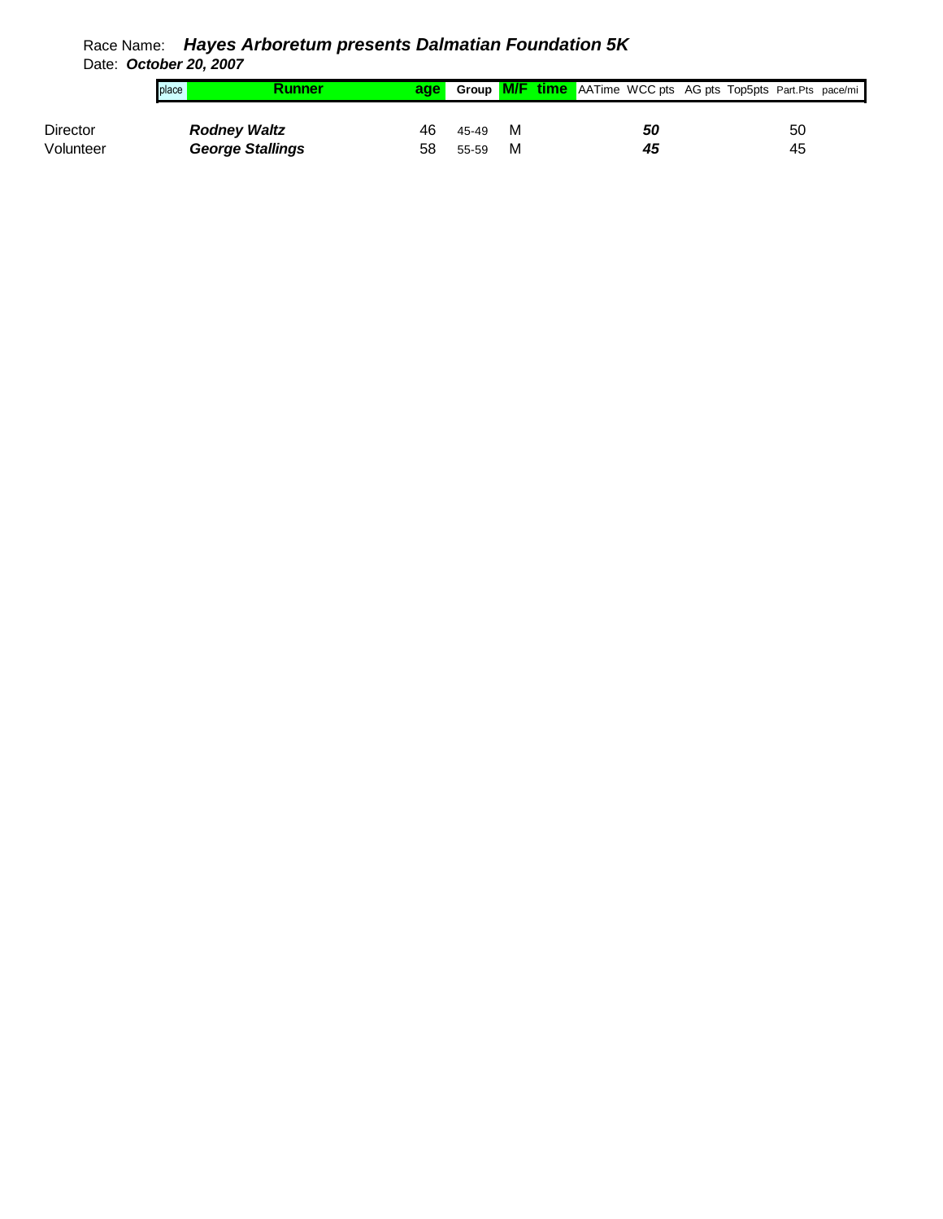Race Name: ***Hayes Arboretum presents Dalmatian Foundation 5K***

Date: ***October 20, 2007***

| | place | Runner | age | Group | M/F | time | AATime | WCC pts | AG pts | Top5pts | Part.Pts | pace/mi |
|---|---|---|---|---|---|---|---|---|---|---|---|---|
| Director | | ***Rodney Waltz*** | 46 | 45-49 | M | | | ***50*** | | | 50 | |
| Volunteer | | ***George Stallings*** | 58 | 55-59 | M | | | ***45*** | | | 45 | |